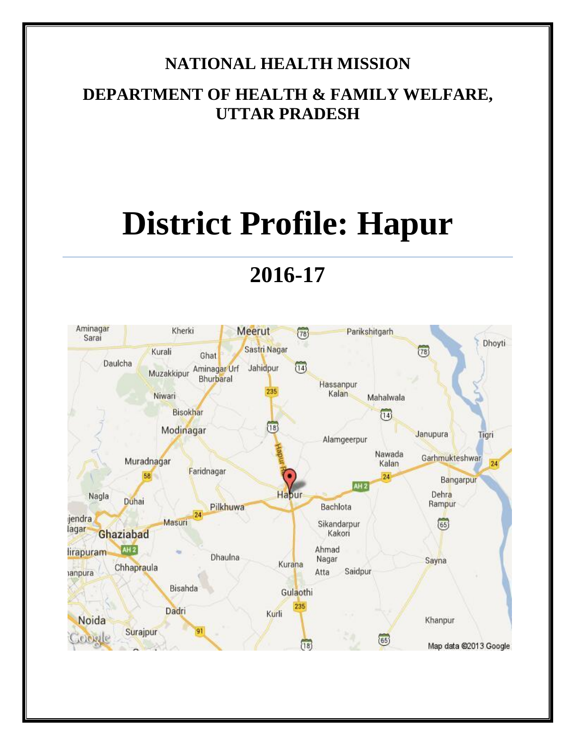**NATIONAL HEALTH MISSION**

**DEPARTMENT OF HEALTH & FAMILY WELFARE, UTTAR PRADESH**

# District Profile: Hapur

## 2016-17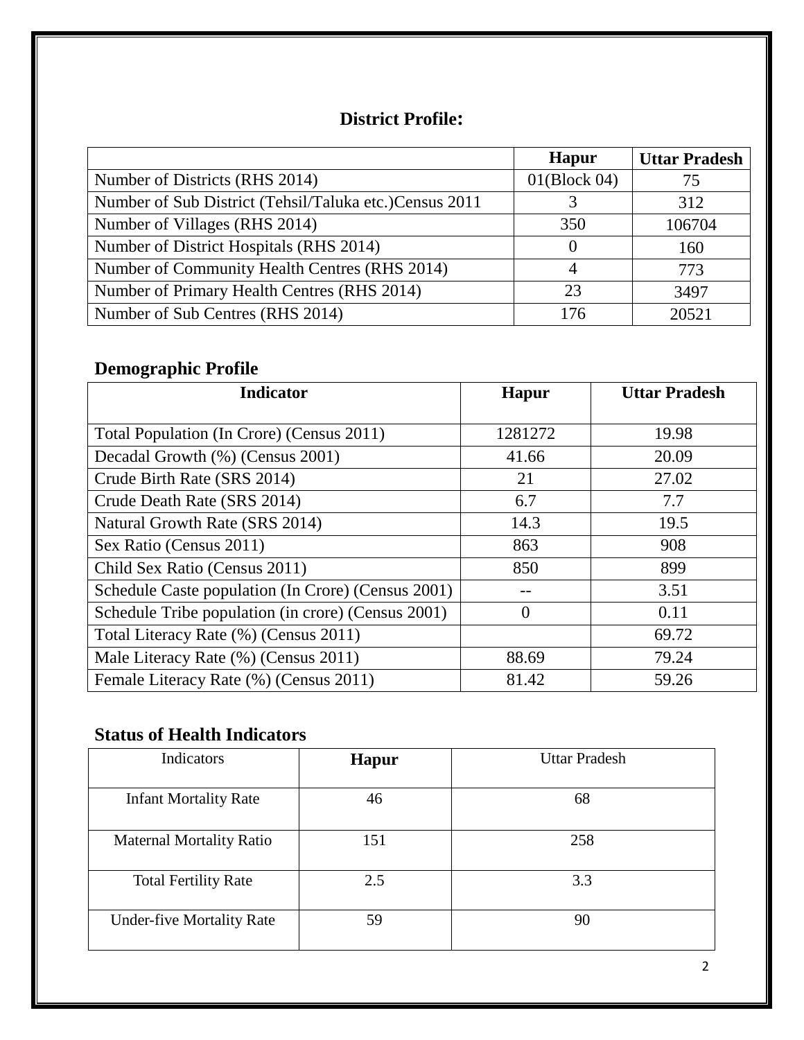## District Profile:

| | Hapur | Uttar Pradesh |
|---|---|---|
| Number of Districts (RHS 2014) | 01(Block 04) | 75 |
| Number of Sub District (Tehsil/Taluka etc.)Census 2011 | 3 | 312 |
| Number of Villages (RHS 2014) | 350 | 106704 |
| Number of District Hospitals (RHS 2014) | 0 | 160 |
| Number of Community Health Centres (RHS 2014) | 4 | 773 |
| Number of Primary Health Centres (RHS 2014) | 23 | 3497 |
| Number of Sub Centres (RHS 2014) | 176 | 20521 |

## Demographic Profile

| Indicator | Hapur | Uttar Pradesh |
|---|---|---|
| Total Population (In Crore) (Census 2011) | 1281272 | 19.98 |
| Decadal Growth (%) (Census 2001) | 41.66 | 20.09 |
| Crude Birth Rate (SRS 2014) | 21 | 27.02 |
| Crude Death Rate (SRS 2014) | 6.7 | 7.7 |
| Natural Growth Rate (SRS 2014) | 14.3 | 19.5 |
| Sex Ratio (Census 2011) | 863 | 908 |
| Child Sex Ratio (Census 2011) | 850 | 899 |
| Schedule Caste population (In Crore) (Census 2001) | -- | 3.51 |
| Schedule Tribe population (in crore) (Census 2001) | 0 | 0.11 |
| Total Literacy Rate (%) (Census 2011) | | 69.72 |
| Male Literacy Rate (%) (Census 2011) | 88.69 | 79.24 |
| Female Literacy Rate (%) (Census 2011) | 81.42 | 59.26 |

## Status of Health Indicators

| Indicators | Hapur | Uttar Pradesh |
|---|---|---|
| Infant Mortality Rate | 46 | 68 |
| Maternal Mortality Ratio | 151 | 258 |
| Total Fertility Rate | 2.5 | 3.3 |
| Under-five Mortality Rate | 59 | 90 |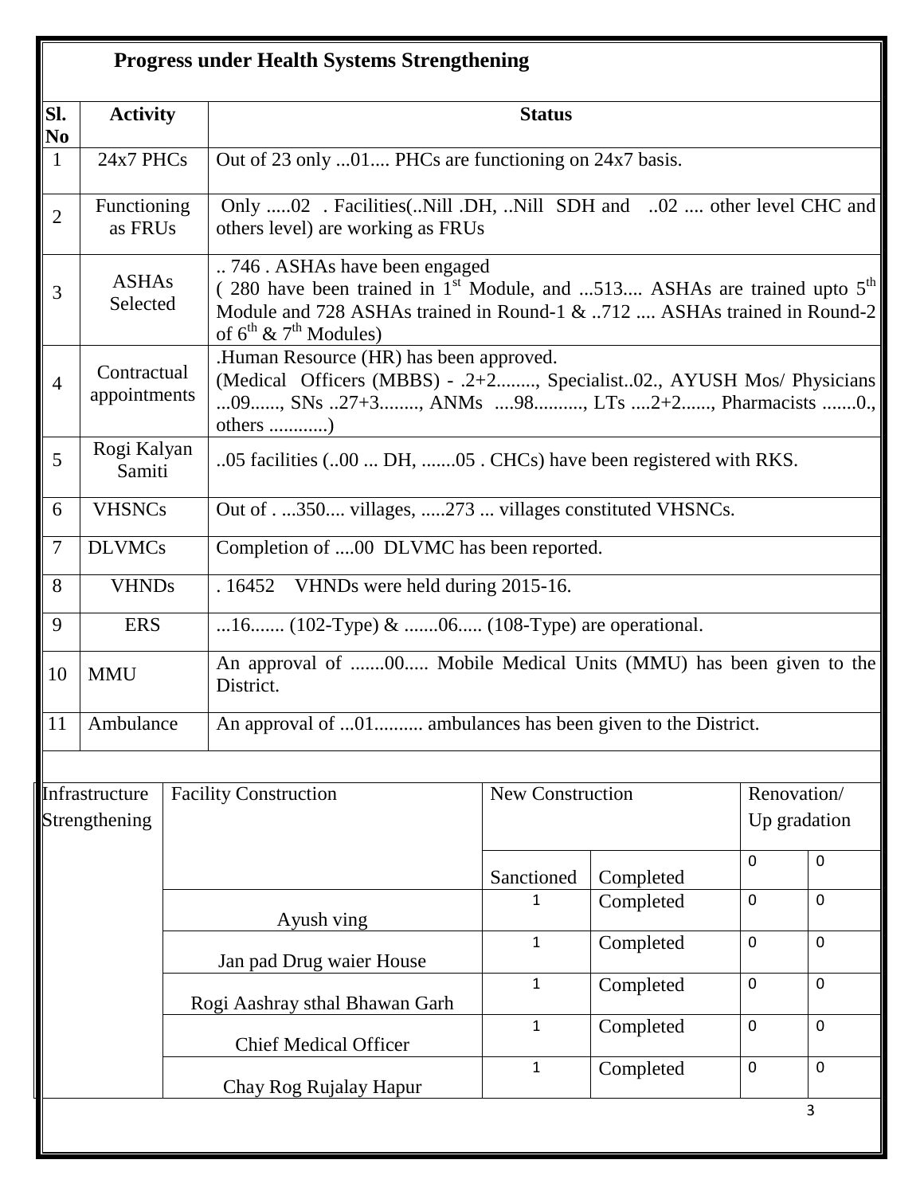## Progress under Health Systems Strengthening

| Sl. No | Activity | Status |
|---|---|---|
| 1 | 24x7 PHCs | Out of 23 only ...01.... PHCs are functioning on 24x7 basis. |
| 2 | Functioning as FRUs | Only .....02 . Facilities(..Nill .DH, ..Nill SDH and ..02 .... other level CHC and others level) are working as FRUs |
| 3 | ASHAs Selected | .. 746 . ASHAs have been engaged ( 280 have been trained in 1st Module, and ...513.... ASHAs are trained upto 5th Module and 728 ASHAs trained in Round-1 & ..712 .... ASHAs trained in Round-2 of 6th & 7th Modules) |
| 4 | Contractual appointments | .Human Resource (HR) has been approved. (Medical Officers (MBBS) - .2+2........, Specialist..02., AYUSH Mos/ Physicians ...09......, SNs ..27+3........, ANMs ....98.........., LTs ....2+2......, Pharmacists .......0., others ............) |
| 5 | Rogi Kalyan Samiti | ..05 facilities (..00 ... DH, .......05 . CHCs) have been registered with RKS. |
| 6 | VHSNCs | Out of . ...350.... villages, .....273 ... villages constituted VHSNCs. |
| 7 | DLVMCs | Completion of ....00 DLVMC has been reported. |
| 8 | VHNDs | . 16452 VHNDs were held during 2015-16. |
| 9 | ERS | ...16....... (102-Type) & .......06..... (108-Type) are operational. |
| 10 | MMU | An approval of .......00..... Mobile Medical Units (MMU) has been given to the District. |
| 11 | Ambulance | An approval of ...01.......... ambulances has been given to the District. |

| Infrastructure Strengthening | Facility Construction | New Construction | | Renovation/ Up gradation | |
|---|---|---|---|---|---|
| | | Sanctioned | Completed | 0 | 0 |
| | Ayush ving | 1 | Completed | 0 | 0 |
| | Jan pad Drug waier House | 1 | Completed | 0 | 0 |
| | Rogi Aashray sthal Bhawan Garh | 1 | Completed | 0 | 0 |
| | Chief Medical Officer | 1 | Completed | 0 | 0 |
| | Chay Rog Rujalay Hapur | 1 | Completed | 0 | 0 |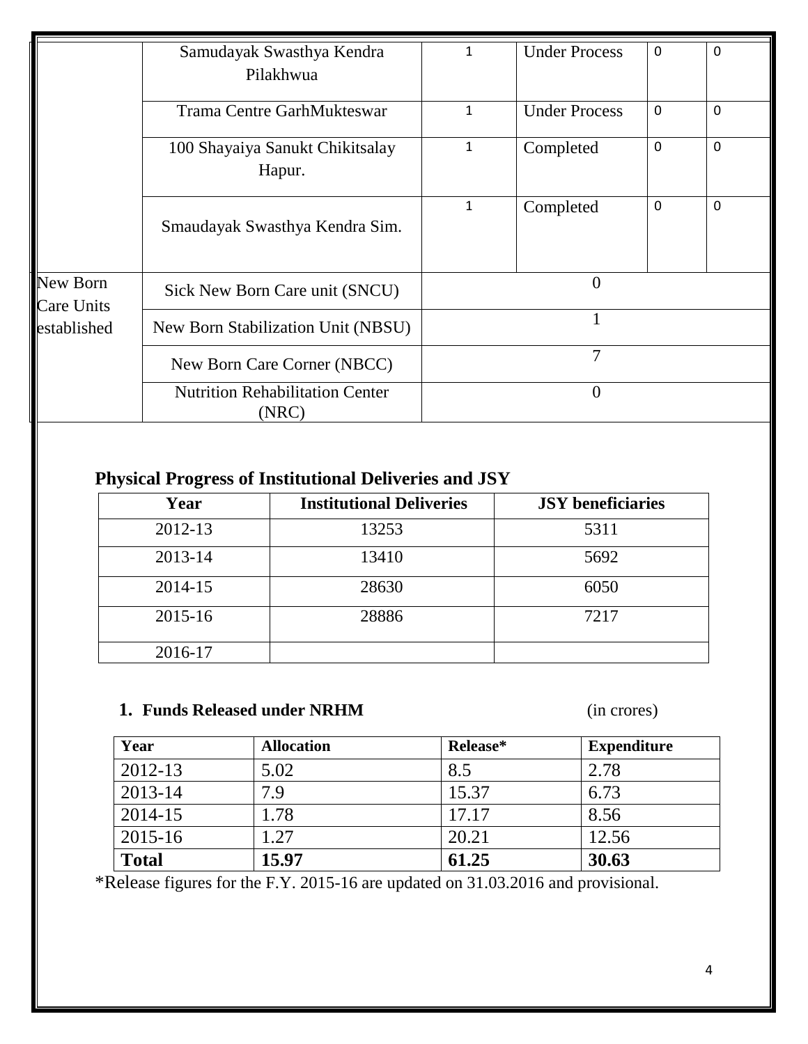|  |  |  |  |  |  |
|---|---|---|---|---|---|
|  | Samudayak Swasthya Kendra Pilakhwua | 1 | Under Process | 0 | 0 |
|  | Trama Centre GarhMukteswar | 1 | Under Process | 0 | 0 |
|  | 100 Shayaiya Sanukt Chikitsalay Hapur. | 1 | Completed | 0 | 0 |
|  | Smaudayak Swasthya Kendra Sim. | 1 | Completed | 0 | 0 |
| New Born Care Units established | Sick New Born Care unit (SNCU) | 0 | | | |
|  | New Born Stabilization Unit (NBSU) | 1 | | | |
|  | New Born Care Corner (NBCC) | 7 | | | |
|  | Nutrition Rehabilitation Center (NRC) | 0 | | | |

## Physical Progress of Institutional Deliveries and JSY

| Year | Institutional Deliveries | JSY beneficiaries |
|---|---|---|
| 2012-13 | 13253 | 5311 |
| 2013-14 | 13410 | 5692 |
| 2014-15 | 28630 | 6050 |
| 2015-16 | 28886 | 7217 |
| 2016-17 | | |

**1. Funds Released under NRHM** (in crores)

| Year | Allocation | Release* | Expenditure |
|---|---|---|---|
| 2012-13 | 5.02 | 8.5 | 2.78 |
| 2013-14 | 7.9 | 15.37 | 6.73 |
| 2014-15 | 1.78 | 17.17 | 8.56 |
| 2015-16 | 1.27 | 20.21 | 12.56 |
| **Total** | **15.97** | **61.25** | **30.63** |

*Release figures for the F.Y. 2015-16 are updated on 31.03.2016 and provisional.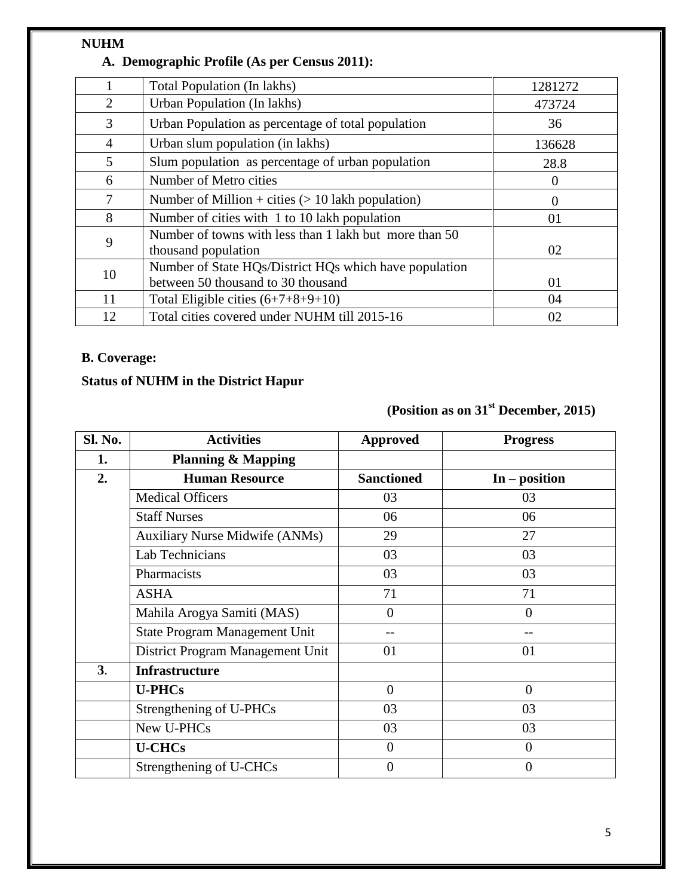**NUHM**

### A. Demographic Profile (As per Census 2011):

| | | |
|---|---|---|
| 1 | Total Population (In lakhs) | 1281272 |
| 2 | Urban Population (In lakhs) | 473724 |
| 3 | Urban Population as percentage of total population | 36 |
| 4 | Urban slum population (in lakhs) | 136628 |
| 5 | Slum population as percentage of urban population | 28.8 |
| 6 | Number of Metro cities | 0 |
| 7 | Number of Million + cities (> 10 lakh population) | 0 |
| 8 | Number of cities with 1 to 10 lakh population | 01 |
| 9 | Number of towns with less than 1 lakh but more than 50 thousand population | 02 |
| 10 | Number of State HQs/District HQs which have population between 50 thousand to 30 thousand | 01 |
| 11 | Total Eligible cities (6+7+8+9+10) | 04 |
| 12 | Total cities covered under NUHM till 2015-16 | 02 |

### B. Coverage:

**Status of NUHM in the District Hapur**

**(Position as on 31st December, 2015)**

| Sl. No. | Activities | Approved | Progress |
|---|---|---|---|
| **1.** | **Planning & Mapping** | | |
| **2.** | **Human Resource** | **Sanctioned** | **In – position** |
| | Medical Officers | 03 | 03 |
| | Staff Nurses | 06 | 06 |
| | Auxiliary Nurse Midwife (ANMs) | 29 | 27 |
| | Lab Technicians | 03 | 03 |
| | Pharmacists | 03 | 03 |
| | ASHA | 71 | 71 |
| | Mahila Arogya Samiti (MAS) | 0 | 0 |
| | State Program Management Unit | -- | -- |
| | District Program Management Unit | 01 | 01 |
| **3.** | **Infrastructure** | | |
| | **U-PHCs** | 0 | 0 |
| | Strengthening of U-PHCs | 03 | 03 |
| | New U-PHCs | 03 | 03 |
| | **U-CHCs** | 0 | 0 |
| | Strengthening of U-CHCs | 0 | 0 |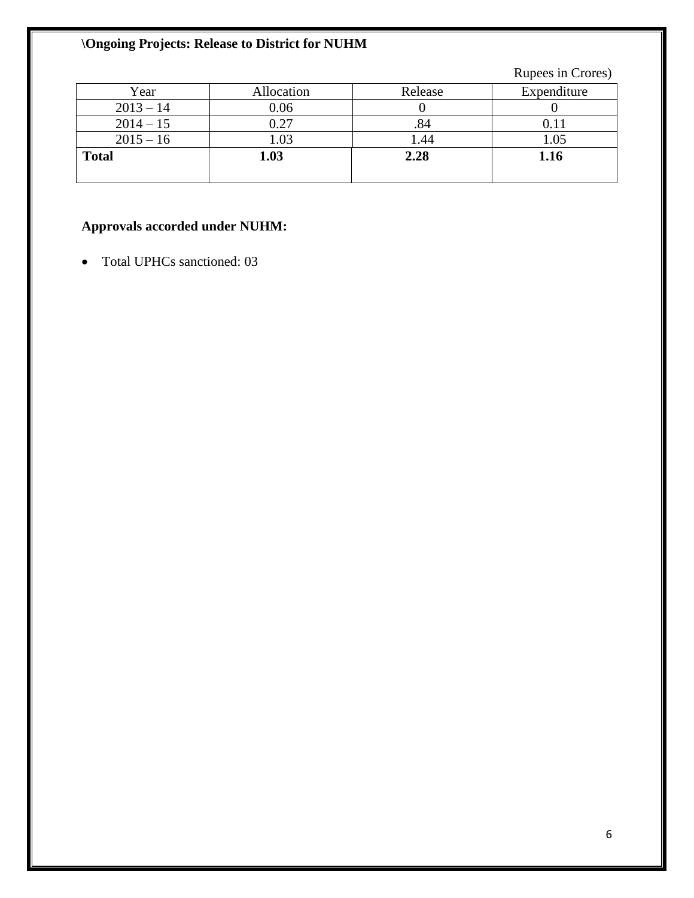**\Ongoing Projects: Release to District for NUHM**

Rupees in Crores)

| Year | Allocation | Release | Expenditure |
|---|---|---|---|
| 2013 – 14 | 0.06 | 0 | 0 |
| 2014 – 15 | 0.27 | .84 | 0.11 |
| 2015 – 16 | 1.03 | 1.44 | 1.05 |
| **Total** | **1.03** | **2.28** | **1.16** |

**Approvals accorded under NUHM:**

- Total UPHCs sanctioned: 03